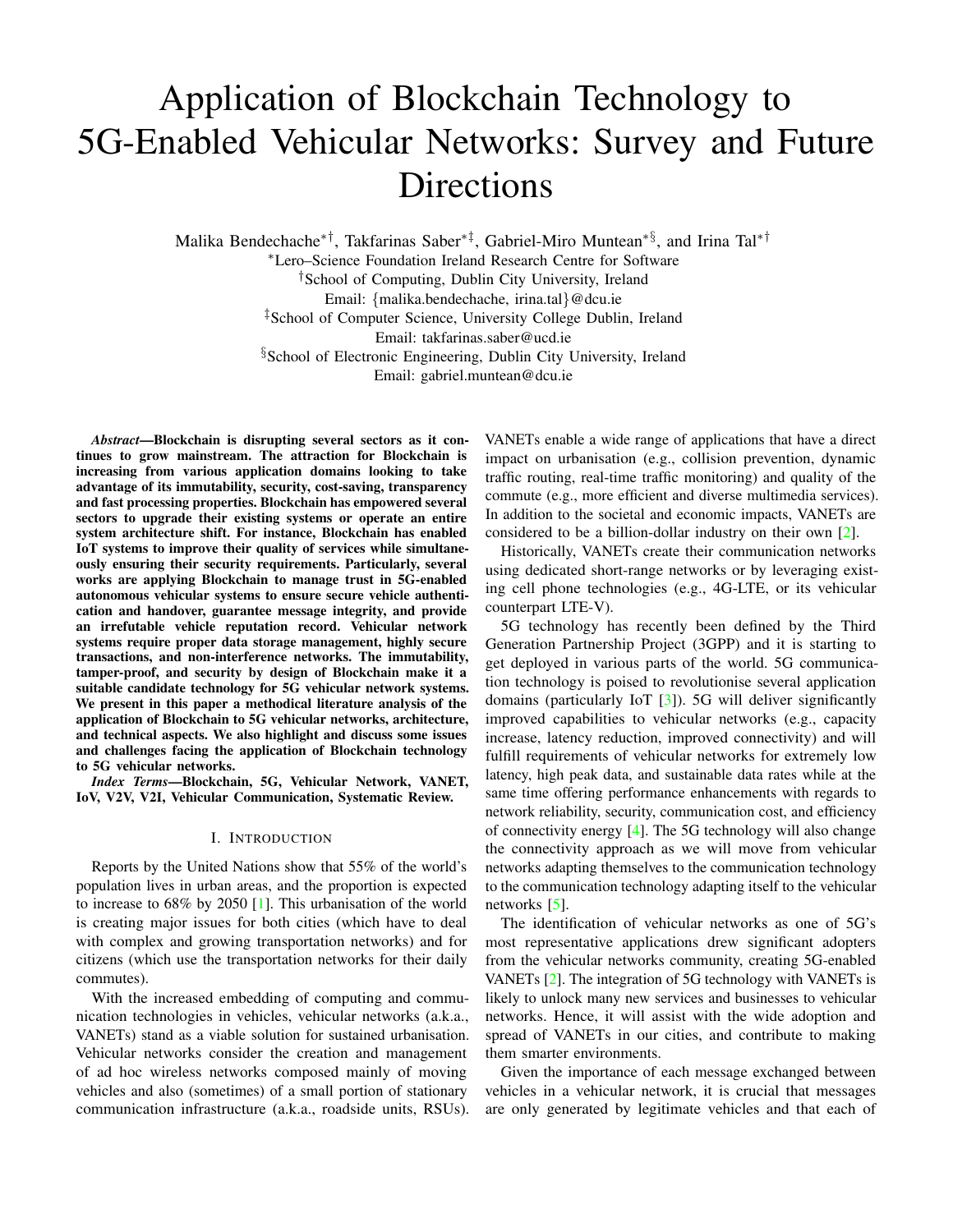# Application of Blockchain Technology to 5G-Enabled Vehicular Networks: Survey and Future Directions

Malika Bendechache[∗†], Takfarinas Saber[∗‡], Gabriel-Miro Muntean[∗§], and Irina Tal[∗†]

[∗]Lero–Science Foundation Ireland Research Centre for Software
[†]School of Computing, Dublin City University, Ireland
Email: {malika.bendechache, irina.tal}@dcu.ie
[‡]School of Computer Science, University College Dublin, Ireland
Email: takfarinas.saber@ucd.ie
[§]School of Electronic Engineering, Dublin City University, Ireland
Email: gabriel.muntean@dcu.ie

***Abstract*—Blockchain is disrupting several sectors as it continues to grow mainstream. The attraction for Blockchain is increasing from various application domains looking to take advantage of its immutability, security, cost-saving, transparency and fast processing properties. Blockchain has empowered several sectors to upgrade their existing systems or operate an entire system architecture shift. For instance, Blockchain has enabled IoT systems to improve their quality of services while simultaneously ensuring their security requirements. Particularly, several works are applying Blockchain to manage trust in 5G-enabled autonomous vehicular systems to ensure secure vehicle authentication and handover, guarantee message integrity, and provide an irrefutable vehicle reputation record. Vehicular network systems require proper data storage management, highly secure transactions, and non-interference networks. The immutability, tamper-proof, and security by design of Blockchain make it a suitable candidate technology for 5G vehicular network systems. We present in this paper a methodical literature analysis of the application of Blockchain to 5G vehicular networks, architecture, and technical aspects. We also highlight and discuss some issues and challenges facing the application of Blockchain technology to 5G vehicular networks.**

***Index Terms*—Blockchain, 5G, Vehicular Network, VANET, IoV, V2V, V2I, Vehicular Communication, Systematic Review.**

## I. Introduction

Reports by the United Nations show that 55% of the world's population lives in urban areas, and the proportion is expected to increase to 68% by 2050 [1]. This urbanisation of the world is creating major issues for both cities (which have to deal with complex and growing transportation networks) and for citizens (which use the transportation networks for their daily commutes).

With the increased embedding of computing and communication technologies in vehicles, vehicular networks (a.k.a., VANETs) stand as a viable solution for sustained urbanisation. Vehicular networks consider the creation and management of ad hoc wireless networks composed mainly of moving vehicles and also (sometimes) of a small portion of stationary communication infrastructure (a.k.a., roadside units, RSUs). VANETs enable a wide range of applications that have a direct impact on urbanisation (e.g., collision prevention, dynamic traffic routing, real-time traffic monitoring) and quality of the commute (e.g., more efficient and diverse multimedia services). In addition to the societal and economic impacts, VANETs are considered to be a billion-dollar industry on their own [2].

Historically, VANETs create their communication networks using dedicated short-range networks or by leveraging existing cell phone technologies (e.g., 4G-LTE, or its vehicular counterpart LTE-V).

5G technology has recently been defined by the Third Generation Partnership Project (3GPP) and it is starting to get deployed in various parts of the world. 5G communication technology is poised to revolutionise several application domains (particularly IoT [3]). 5G will deliver significantly improved capabilities to vehicular networks (e.g., capacity increase, latency reduction, improved connectivity) and will fulfill requirements of vehicular networks for extremely low latency, high peak data, and sustainable data rates while at the same time offering performance enhancements with regards to network reliability, security, communication cost, and efficiency of connectivity energy [4]. The 5G technology will also change the connectivity approach as we will move from vehicular networks adapting themselves to the communication technology to the communication technology adapting itself to the vehicular networks [5].

The identification of vehicular networks as one of 5G's most representative applications drew significant adopters from the vehicular networks community, creating 5G-enabled VANETs [2]. The integration of 5G technology with VANETs is likely to unlock many new services and businesses to vehicular networks. Hence, it will assist with the wide adoption and spread of VANETs in our cities, and contribute to making them smarter environments.

Given the importance of each message exchanged between vehicles in a vehicular network, it is crucial that messages are only generated by legitimate vehicles and that each of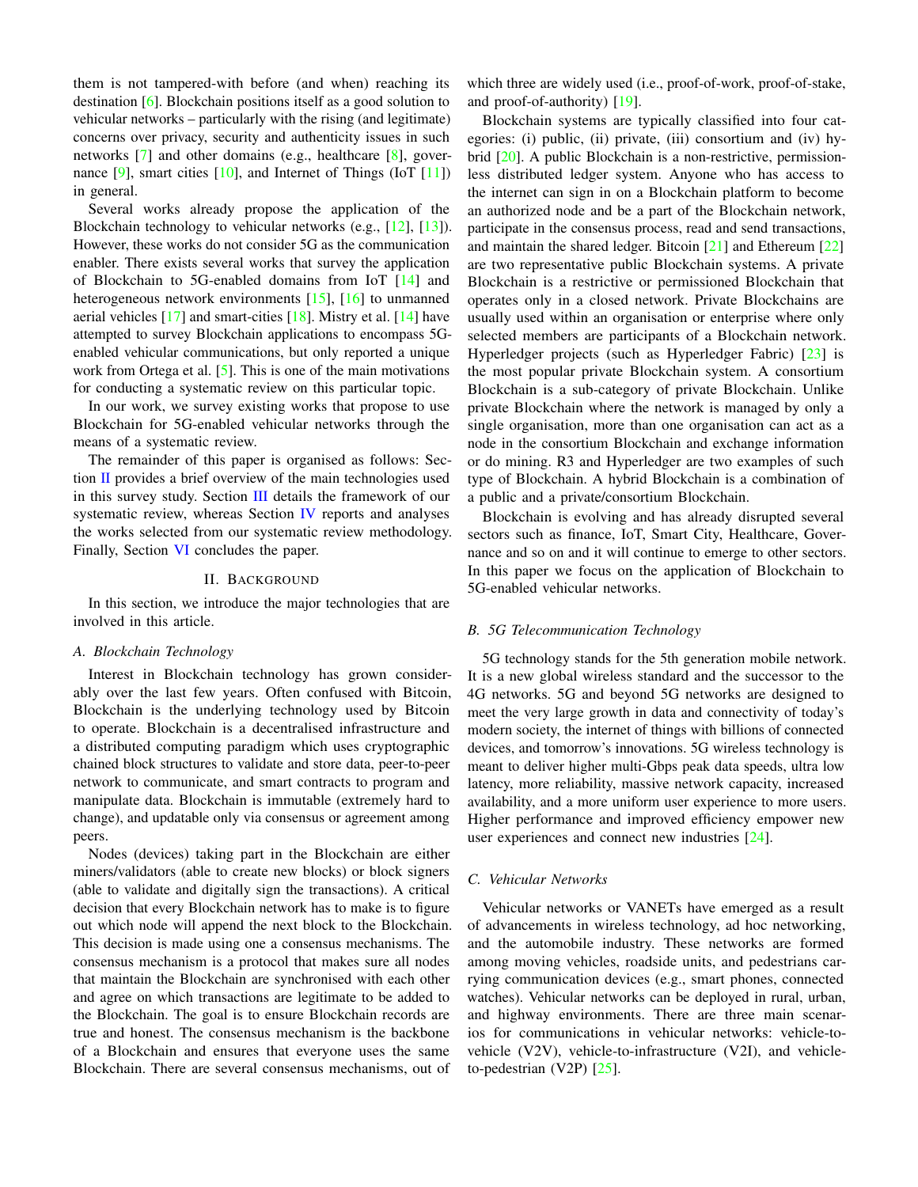them is not tampered-with before (and when) reaching its destination [6]. Blockchain positions itself as a good solution to vehicular networks – particularly with the rising (and legitimate) concerns over privacy, security and authenticity issues in such networks [7] and other domains (e.g., healthcare [8], governance [9], smart cities [10], and Internet of Things (IoT [11]) in general.

Several works already propose the application of the Blockchain technology to vehicular networks (e.g., [12], [13]). However, these works do not consider 5G as the communication enabler. There exists several works that survey the application of Blockchain to 5G-enabled domains from IoT [14] and heterogeneous network environments [15], [16] to unmanned aerial vehicles [17] and smart-cities [18]. Mistry et al. [14] have attempted to survey Blockchain applications to encompass 5G-enabled vehicular communications, but only reported a unique work from Ortega et al. [5]. This is one of the main motivations for conducting a systematic review on this particular topic.

In our work, we survey existing works that propose to use Blockchain for 5G-enabled vehicular networks through the means of a systematic review.

The remainder of this paper is organised as follows: Section II provides a brief overview of the main technologies used in this survey study. Section III details the framework of our systematic review, whereas Section IV reports and analyses the works selected from our systematic review methodology. Finally, Section VI concludes the paper.

## II. Background

In this section, we introduce the major technologies that are involved in this article.

### A. Blockchain Technology

Interest in Blockchain technology has grown considerably over the last few years. Often confused with Bitcoin, Blockchain is the underlying technology used by Bitcoin to operate. Blockchain is a decentralised infrastructure and a distributed computing paradigm which uses cryptographic chained block structures to validate and store data, peer-to-peer network to communicate, and smart contracts to program and manipulate data. Blockchain is immutable (extremely hard to change), and updatable only via consensus or agreement among peers.

Nodes (devices) taking part in the Blockchain are either miners/validators (able to create new blocks) or block signers (able to validate and digitally sign the transactions). A critical decision that every Blockchain network has to make is to figure out which node will append the next block to the Blockchain. This decision is made using one a consensus mechanisms. The consensus mechanism is a protocol that makes sure all nodes that maintain the Blockchain are synchronised with each other and agree on which transactions are legitimate to be added to the Blockchain. The goal is to ensure Blockchain records are true and honest. The consensus mechanism is the backbone of a Blockchain and ensures that everyone uses the same Blockchain. There are several consensus mechanisms, out of which three are widely used (i.e., proof-of-work, proof-of-stake, and proof-of-authority) [19].

Blockchain systems are typically classified into four categories: (i) public, (ii) private, (iii) consortium and (iv) hybrid [20]. A public Blockchain is a non-restrictive, permissionless distributed ledger system. Anyone who has access to the internet can sign in on a Blockchain platform to become an authorized node and be a part of the Blockchain network, participate in the consensus process, read and send transactions, and maintain the shared ledger. Bitcoin [21] and Ethereum [22] are two representative public Blockchain systems. A private Blockchain is a restrictive or permissioned Blockchain that operates only in a closed network. Private Blockchains are usually used within an organisation or enterprise where only selected members are participants of a Blockchain network. Hyperledger projects (such as Hyperledger Fabric) [23] is the most popular private Blockchain system. A consortium Blockchain is a sub-category of private Blockchain. Unlike private Blockchain where the network is managed by only a single organisation, more than one organisation can act as a node in the consortium Blockchain and exchange information or do mining. R3 and Hyperledger are two examples of such type of Blockchain. A hybrid Blockchain is a combination of a public and a private/consortium Blockchain.

Blockchain is evolving and has already disrupted several sectors such as finance, IoT, Smart City, Healthcare, Governance and so on and it will continue to emerge to other sectors. In this paper we focus on the application of Blockchain to 5G-enabled vehicular networks.

### B. 5G Telecommunication Technology

5G technology stands for the 5th generation mobile network. It is a new global wireless standard and the successor to the 4G networks. 5G and beyond 5G networks are designed to meet the very large growth in data and connectivity of today's modern society, the internet of things with billions of connected devices, and tomorrow's innovations. 5G wireless technology is meant to deliver higher multi-Gbps peak data speeds, ultra low latency, more reliability, massive network capacity, increased availability, and a more uniform user experience to more users. Higher performance and improved efficiency empower new user experiences and connect new industries [24].

### C. Vehicular Networks

Vehicular networks or VANETs have emerged as a result of advancements in wireless technology, ad hoc networking, and the automobile industry. These networks are formed among moving vehicles, roadside units, and pedestrians carrying communication devices (e.g., smart phones, connected watches). Vehicular networks can be deployed in rural, urban, and highway environments. There are three main scenarios for communications in vehicular networks: vehicle-to-vehicle (V2V), vehicle-to-infrastructure (V2I), and vehicle-to-pedestrian (V2P) [25].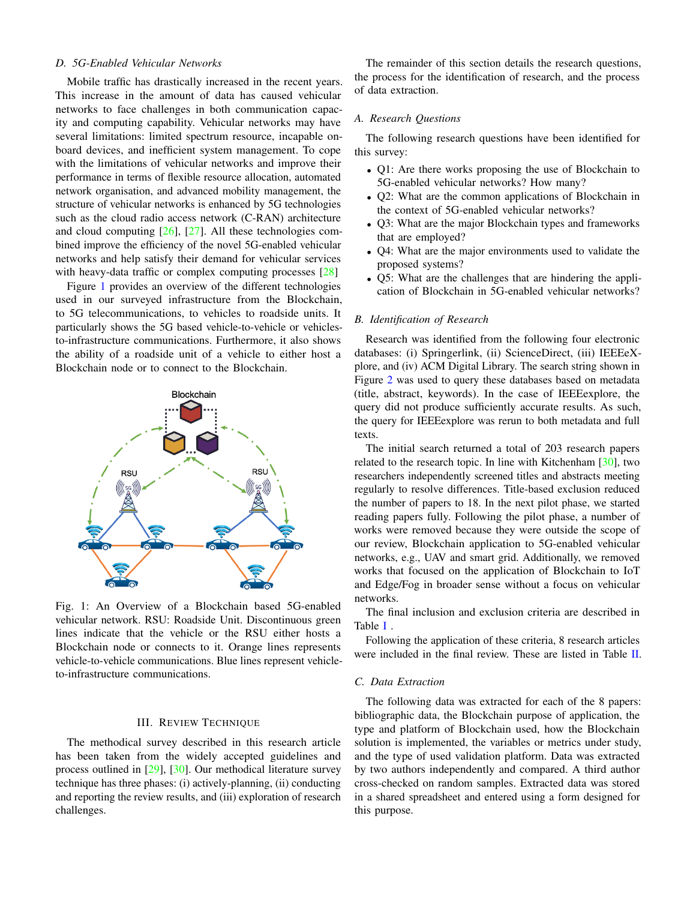### D. 5G-Enabled Vehicular Networks

Mobile traffic has drastically increased in the recent years. This increase in the amount of data has caused vehicular networks to face challenges in both communication capacity and computing capability. Vehicular networks may have several limitations: limited spectrum resource, incapable on-board devices, and inefficient system management. To cope with the limitations of vehicular networks and improve their performance in terms of flexible resource allocation, automated network organisation, and advanced mobility management, the structure of vehicular networks is enhanced by 5G technologies such as the cloud radio access network (C-RAN) architecture and cloud computing [26], [27]. All these technologies combined improve the efficiency of the novel 5G-enabled vehicular networks and help satisfy their demand for vehicular services with heavy-data traffic or complex computing processes [28]

Figure 1 provides an overview of the different technologies used in our surveyed infrastructure from the Blockchain, to 5G telecommunications, to vehicles to roadside units. It particularly shows the 5G based vehicle-to-vehicle or vehicles-to-infrastructure communications. Furthermore, it also shows the ability of a roadside unit of a vehicle to either host a Blockchain node or to connect to the Blockchain.

Fig. 1: An Overview of a Blockchain based 5G-enabled vehicular network. RSU: Roadside Unit. Discontinuous green lines indicate that the vehicle or the RSU either hosts a Blockchain node or connects to it. Orange lines represents vehicle-to-vehicle communications. Blue lines represent vehicle-to-infrastructure communications.

## III. Review Technique

The methodical survey described in this research article has been taken from the widely accepted guidelines and process outlined in [29], [30]. Our methodical literature survey technique has three phases: (i) actively-planning, (ii) conducting and reporting the review results, and (iii) exploration of research challenges.

The remainder of this section details the research questions, the process for the identification of research, and the process of data extraction.

### A. Research Questions

The following research questions have been identified for this survey:

- Q1: Are there works proposing the use of Blockchain to 5G-enabled vehicular networks? How many?
- Q2: What are the common applications of Blockchain in the context of 5G-enabled vehicular networks?
- Q3: What are the major Blockchain types and frameworks that are employed?
- Q4: What are the major environments used to validate the proposed systems?
- Q5: What are the challenges that are hindering the application of Blockchain in 5G-enabled vehicular networks?

### B. Identification of Research

Research was identified from the following four electronic databases: (i) Springerlink, (ii) ScienceDirect, (iii) IEEEeXplore, and (iv) ACM Digital Library. The search string shown in Figure 2 was used to query these databases based on metadata (title, abstract, keywords). In the case of IEEEexplore, the query did not produce sufficiently accurate results. As such, the query for IEEEexplore was rerun to both metadata and full texts.

The initial search returned a total of 203 research papers related to the research topic. In line with Kitchenham [30], two researchers independently screened titles and abstracts meeting regularly to resolve differences. Title-based exclusion reduced the number of papers to 18. In the next pilot phase, we started reading papers fully. Following the pilot phase, a number of works were removed because they were outside the scope of our review, Blockchain application to 5G-enabled vehicular networks, e.g., UAV and smart grid. Additionally, we removed works that focused on the application of Blockchain to IoT and Edge/Fog in broader sense without a focus on vehicular networks.

The final inclusion and exclusion criteria are described in Table I .

Following the application of these criteria, 8 research articles were included in the final review. These are listed in Table II.

### C. Data Extraction

The following data was extracted for each of the 8 papers: bibliographic data, the Blockchain purpose of application, the type and platform of Blockchain used, how the Blockchain solution is implemented, the variables or metrics under study, and the type of used validation platform. Data was extracted by two authors independently and compared. A third author cross-checked on random samples. Extracted data was stored in a shared spreadsheet and entered using a form designed for this purpose.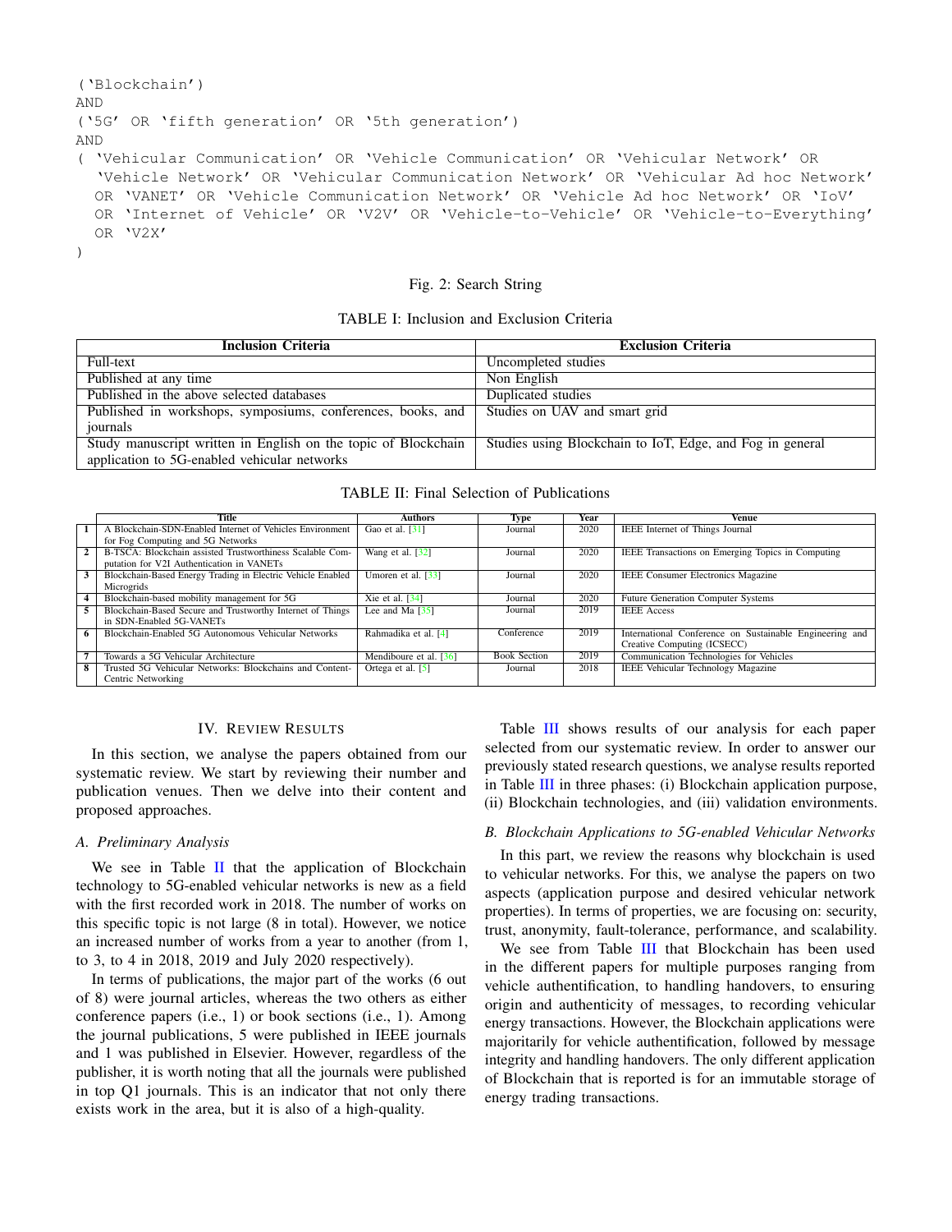```
('Blockchain')
AND
('5G' OR 'fifth generation' OR '5th generation')
AND
( 'Vehicular Communication' OR 'Vehicle Communication' OR 'Vehicular Network' OR
  'Vehicle Network' OR 'Vehicular Communication Network' OR 'Vehicular Ad hoc Network'
  OR 'VANET' OR 'Vehicle Communication Network' OR 'Vehicle Ad hoc Network' OR 'IoV'
  OR 'Internet of Vehicle' OR 'V2V' OR 'Vehicle-to-Vehicle' OR 'Vehicle-to-Everything'
  OR 'V2X'
)
```

Fig. 2: Search String

TABLE I: Inclusion and Exclusion Criteria

| Inclusion Criteria | Exclusion Criteria |
|---|---|
| Full-text | Uncompleted studies |
| Published at any time | Non English |
| Published in the above selected databases | Duplicated studies |
| Published in workshops, symposiums, conferences, books, and journals | Studies on UAV and smart grid |
| Study manuscript written in English on the topic of Blockchain application to 5G-enabled vehicular networks | Studies using Blockchain to IoT, Edge, and Fog in general |

TABLE II: Final Selection of Publications

| | Title | Authors | Type | Year | Venue |
|---|---|---|---|---|---|
| 1 | A Blockchain-SDN-Enabled Internet of Vehicles Environment for Fog Computing and 5G Networks | Gao et al. [31] | Journal | 2020 | IEEE Internet of Things Journal |
| 2 | B-TSCA: Blockchain assisted Trustworthiness Scalable Computation for V2I Authentication in VANETs | Wang et al. [32] | Journal | 2020 | IEEE Transactions on Emerging Topics in Computing |
| 3 | Blockchain-Based Energy Trading in Electric Vehicle Enabled Microgrids | Umoren et al. [33] | Journal | 2020 | IEEE Consumer Electronics Magazine |
| 4 | Blockchain-based mobility management for 5G | Xie et al. [34] | Journal | 2020 | Future Generation Computer Systems |
| 5 | Blockchain-Based Secure and Trustworthy Internet of Things in SDN-Enabled 5G-VANETs | Lee and Ma [35] | Journal | 2019 | IEEE Access |
| 6 | Blockchain-Enabled 5G Autonomous Vehicular Networks | Rahmadika et al. [4] | Conference | 2019 | International Conference on Sustainable Engineering and Creative Computing (ICSECC) |
| 7 | Towards a 5G Vehicular Architecture | Mendiboure et al. [36] | Book Section | 2019 | Communication Technologies for Vehicles |
| 8 | Trusted 5G Vehicular Networks: Blockchains and Content-Centric Networking | Ortega et al. [5] | Journal | 2018 | IEEE Vehicular Technology Magazine |

## IV. Review Results

In this section, we analyse the papers obtained from our systematic review. We start by reviewing their number and publication venues. Then we delve into their content and proposed approaches.

### *A. Preliminary Analysis*

We see in Table II that the application of Blockchain technology to 5G-enabled vehicular networks is new as a field with the first recorded work in 2018. The number of works on this specific topic is not large (8 in total). However, we notice an increased number of works from a year to another (from 1, to 3, to 4 in 2018, 2019 and July 2020 respectively).

In terms of publications, the major part of the works (6 out of 8) were journal articles, whereas the two others as either conference papers (i.e., 1) or book sections (i.e., 1). Among the journal publications, 5 were published in IEEE journals and 1 was published in Elsevier. However, regardless of the publisher, it is worth noting that all the journals were published in top Q1 journals. This is an indicator that not only there exists work in the area, but it is also of a high-quality.

Table III shows results of our analysis for each paper selected from our systematic review. In order to answer our previously stated research questions, we analyse results reported in Table III in three phases: (i) Blockchain application purpose, (ii) Blockchain technologies, and (iii) validation environments.

### *B. Blockchain Applications to 5G-enabled Vehicular Networks*

In this part, we review the reasons why blockchain is used to vehicular networks. For this, we analyse the papers on two aspects (application purpose and desired vehicular network properties). In terms of properties, we are focusing on: security, trust, anonymity, fault-tolerance, performance, and scalability.

We see from Table III that Blockchain has been used in the different papers for multiple purposes ranging from vehicle authentification, to handling handovers, to ensuring origin and authenticity of messages, to recording vehicular energy transactions. However, the Blockchain applications were majoritarily for vehicle authentification, followed by message integrity and handling handovers. The only different application of Blockchain that is reported is for an immutable storage of energy trading transactions.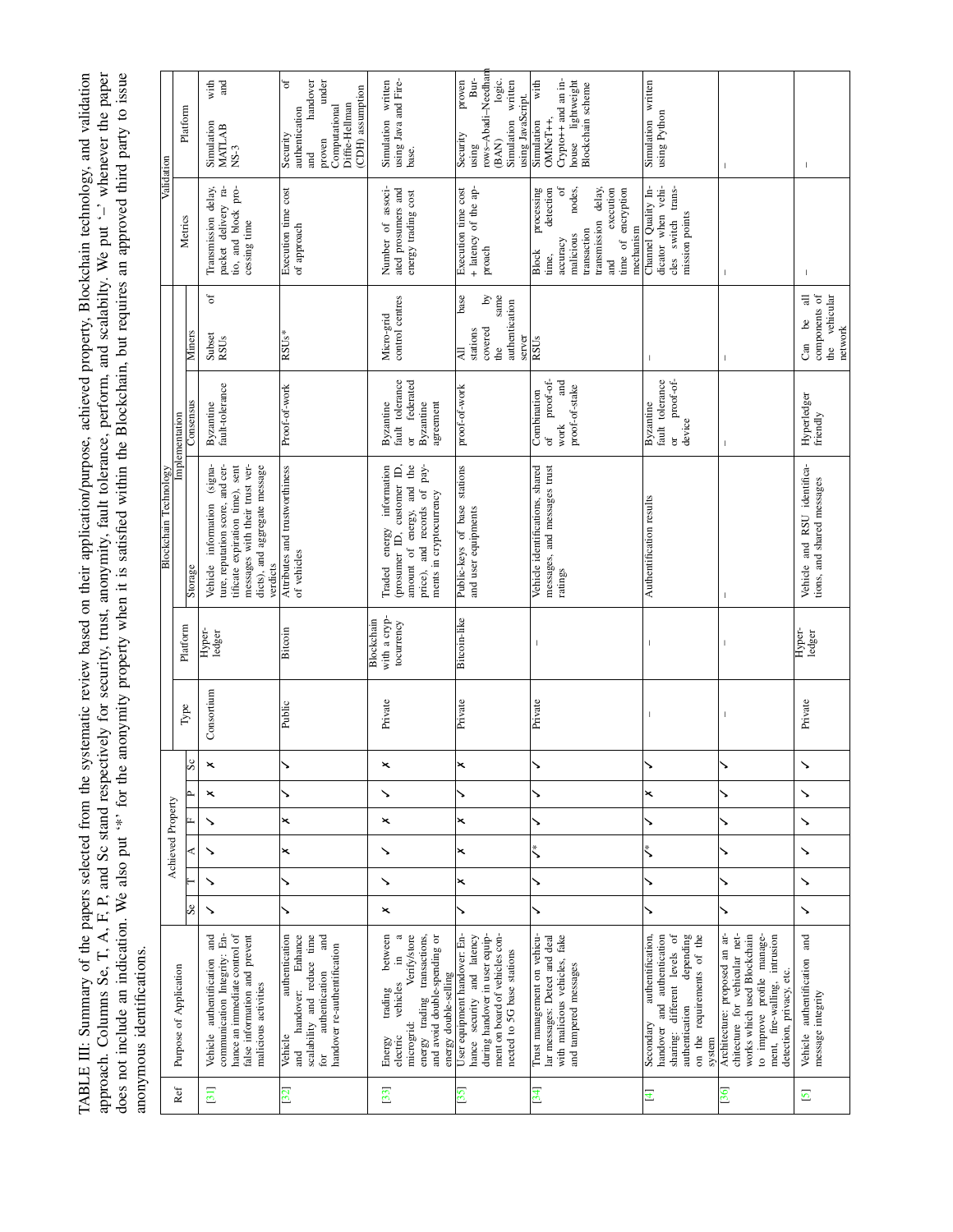TABLE III: Summary of the papers selected from the systematic review based on their application/purpose, achieved property, Blockchain technology, and validation approach. Columns Se, T, A, F, P, and Sc stand respectively for security, trust, anonymity, fault tolerance, perform, and scalabilty. We put '–' whenever the paper does not include an indication. We also put '*' for the anonymity property when it is satisfied within the Blockchain, but requires an approved third party to issue anonymous identifications.

| Ref | Purpose of Application | Achieved Property | | | | | | Blockchain Technology | | | | | Validation | |
|---|---|---|---|---|---|---|---|---|---|---|---|---|---|---|
| | | | | | | | | Type | Platform | Implementation | | | | |
| | | Se | T | A | F | P | Sc | | | Storage | Consensus | Miners | Metrics | Platform |
| [31] | Vehicle authentication and communication Integrity: Enhance an immediate control of false information and prevent malicious activities | ✓ | ✓ | ✓ | ✓ | ✗ | ✗ | Consortium | Hyper-ledger | Vehicle information (signature, reputation score, and certificate expiration time), sent messages with their trust verdicts), and aggregate message verdicts | Byzantine fault-tolerance | Subset of RSUs | Transmission delay, packet delivery ratio, and block processing time | Simulation with MATLAB and NS-3 |
| [32] | Vehicle authentication and handover: Enhance scalability and reduce time for authentication and handover re-authentication | ✓ | ✓ | ✗ | ✗ | ✓ | ✓ | Public | Bitcoin | Attributes and trustworthiness of vehicles | Proof-of-work | RSUs* | Execution time cost of approach | Security of authentication and handover proven under Computational Diffie-Hellman (CDH) assumption |
| [33] | Energy trading between electric vehicles in a microgrid: Verify/store energy trading transactions, and avoid double-spending or energy double-selling | ✗ | ✓ | ✓ | ✗ | ✓ | ✗ | Private | Blockchain with a cryptocurrency | Traded energy information (prosumer ID, customer ID, amount of energy, and the price), and records of payments in cryptocurrency | Byzantine fault tolerance or federated Byzantine agreement | Micro-grid control centres | Number of associated prosumers and energy trading cost | Simulation written using Java and Firebase. |
| [35] | User equipment handover: Enhance security and latency during handover in user equipment on board of vehicles connected to 5G base stations | ✓ | ✗ | ✗ | ✗ | ✓ | ✗ | Private | Bitcoin-like | Public-keys of base stations and user equipments | proof-of-work | All base stations covered by the same authentication server | Execution time cost + latency of the approach | Security proven using Burrows–Abadi–Needham (BAN) logic. Simulation written using JavaScript. |
| [34] | Trust management on vehicular messages: Detect and deal with malicious vehicles, fake and tampered messages | ✓ | ✓ | ✓* | ✓ | ✓ | ✓ | Private | – | Vehicle identifications, shared messages, and messages trust ratings | Combination of proof-of-work and proof-of-stake | RSUs | Block processing time, detection accuracy of malicious nodes, transaction transmission delay, and execution time of encryption mechanism | Simulation with OMNeT++, Crypto++ and an in-house lightweight Blockchain scheme |
| [4] | Secondary authentication, handover and authentication sharing: different levels of authentication depending on the requirements of the system | ✓ | ✓ | ✓* | ✓ | ✗ | ✓ | – | – | Authentification results | Byzantine fault tolerance or proof-of-device | – | Channel Quality Indicator when vehicles switch transmission points | Simulation written using Python |
| [36] | Architecture: proposed an architecture for vehicular networks which used Blockchain to improve profile management, fire-walling, intrusion detection, privacy, etc. | ✓ | ✓ | ✓ | ✓ | ✓ | ✓ | – | – | – | – | – | – | – |
| [5] | Vehicle authentication and message integrity | ✓ | ✓ | ✓ | ✓ | ✓ | ✓ | Private | Hyper-ledger | Vehicle and RSU identifications, and shared messages | Hyperledger friendly | Can be all components of the vehicular network | – | – |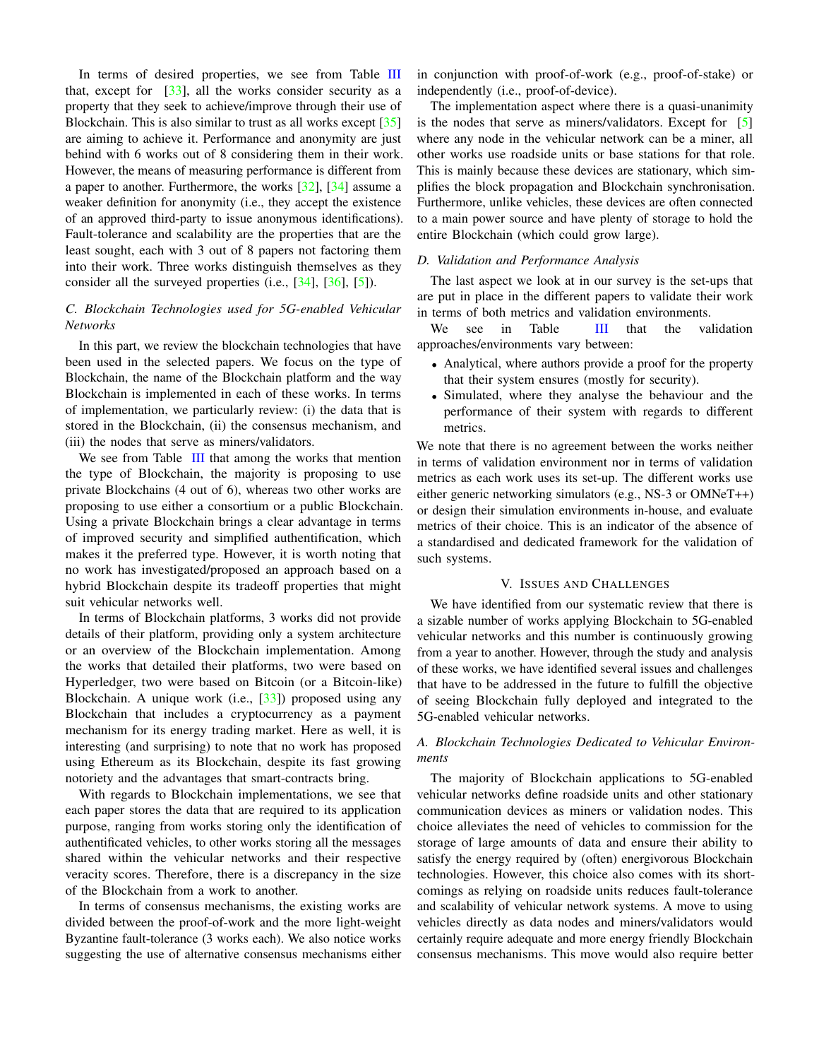In terms of desired properties, we see from Table III that, except for [33], all the works consider security as a property that they seek to achieve/improve through their use of Blockchain. This is also similar to trust as all works except [35] are aiming to achieve it. Performance and anonymity are just behind with 6 works out of 8 considering them in their work. However, the means of measuring performance is different from a paper to another. Furthermore, the works [32], [34] assume a weaker definition for anonymity (i.e., they accept the existence of an approved third-party to issue anonymous identifications). Fault-tolerance and scalability are the properties that are the least sought, each with 3 out of 8 papers not factoring them into their work. Three works distinguish themselves as they consider all the surveyed properties (i.e., [34], [36], [5]).

### C. Blockchain Technologies used for 5G-enabled Vehicular Networks

In this part, we review the blockchain technologies that have been used in the selected papers. We focus on the type of Blockchain, the name of the Blockchain platform and the way Blockchain is implemented in each of these works. In terms of implementation, we particularly review: (i) the data that is stored in the Blockchain, (ii) the consensus mechanism, and (iii) the nodes that serve as miners/validators.

We see from Table III that among the works that mention the type of Blockchain, the majority is proposing to use private Blockchains (4 out of 6), whereas two other works are proposing to use either a consortium or a public Blockchain. Using a private Blockchain brings a clear advantage in terms of improved security and simplified authentification, which makes it the preferred type. However, it is worth noting that no work has investigated/proposed an approach based on a hybrid Blockchain despite its tradeoff properties that might suit vehicular networks well.

In terms of Blockchain platforms, 3 works did not provide details of their platform, providing only a system architecture or an overview of the Blockchain implementation. Among the works that detailed their platforms, two were based on Hyperledger, two were based on Bitcoin (or a Bitcoin-like) Blockchain. A unique work (i.e., [33]) proposed using any Blockchain that includes a cryptocurrency as a payment mechanism for its energy trading market. Here as well, it is interesting (and surprising) to note that no work has proposed using Ethereum as its Blockchain, despite its fast growing notoriety and the advantages that smart-contracts bring.

With regards to Blockchain implementations, we see that each paper stores the data that are required to its application purpose, ranging from works storing only the identification of authentificated vehicles, to other works storing all the messages shared within the vehicular networks and their respective veracity scores. Therefore, there is a discrepancy in the size of the Blockchain from a work to another.

In terms of consensus mechanisms, the existing works are divided between the proof-of-work and the more light-weight Byzantine fault-tolerance (3 works each). We also notice works suggesting the use of alternative consensus mechanisms either in conjunction with proof-of-work (e.g., proof-of-stake) or independently (i.e., proof-of-device).

The implementation aspect where there is a quasi-unanimity is the nodes that serve as miners/validators. Except for [5] where any node in the vehicular network can be a miner, all other works use roadside units or base stations for that role. This is mainly because these devices are stationary, which simplifies the block propagation and Blockchain synchronisation. Furthermore, unlike vehicles, these devices are often connected to a main power source and have plenty of storage to hold the entire Blockchain (which could grow large).

### D. Validation and Performance Analysis

The last aspect we look at in our survey is the set-ups that are put in place in the different papers to validate their work in terms of both metrics and validation environments.

We see in Table III that the validation approaches/environments vary between:

- Analytical, where authors provide a proof for the property that their system ensures (mostly for security).
- Simulated, where they analyse the behaviour and the performance of their system with regards to different metrics.

We note that there is no agreement between the works neither in terms of validation environment nor in terms of validation metrics as each work uses its set-up. The different works use either generic networking simulators (e.g., NS-3 or OMNeT++) or design their simulation environments in-house, and evaluate metrics of their choice. This is an indicator of the absence of a standardised and dedicated framework for the validation of such systems.

## V. Issues and Challenges

We have identified from our systematic review that there is a sizable number of works applying Blockchain to 5G-enabled vehicular networks and this number is continuously growing from a year to another. However, through the study and analysis of these works, we have identified several issues and challenges that have to be addressed in the future to fulfill the objective of seeing Blockchain fully deployed and integrated to the 5G-enabled vehicular networks.

### A. Blockchain Technologies Dedicated to Vehicular Environments

The majority of Blockchain applications to 5G-enabled vehicular networks define roadside units and other stationary communication devices as miners or validation nodes. This choice alleviates the need of vehicles to commission for the storage of large amounts of data and ensure their ability to satisfy the energy required by (often) energivorous Blockchain technologies. However, this choice also comes with its shortcomings as relying on roadside units reduces fault-tolerance and scalability of vehicular network systems. A move to using vehicles directly as data nodes and miners/validators would certainly require adequate and more energy friendly Blockchain consensus mechanisms. This move would also require better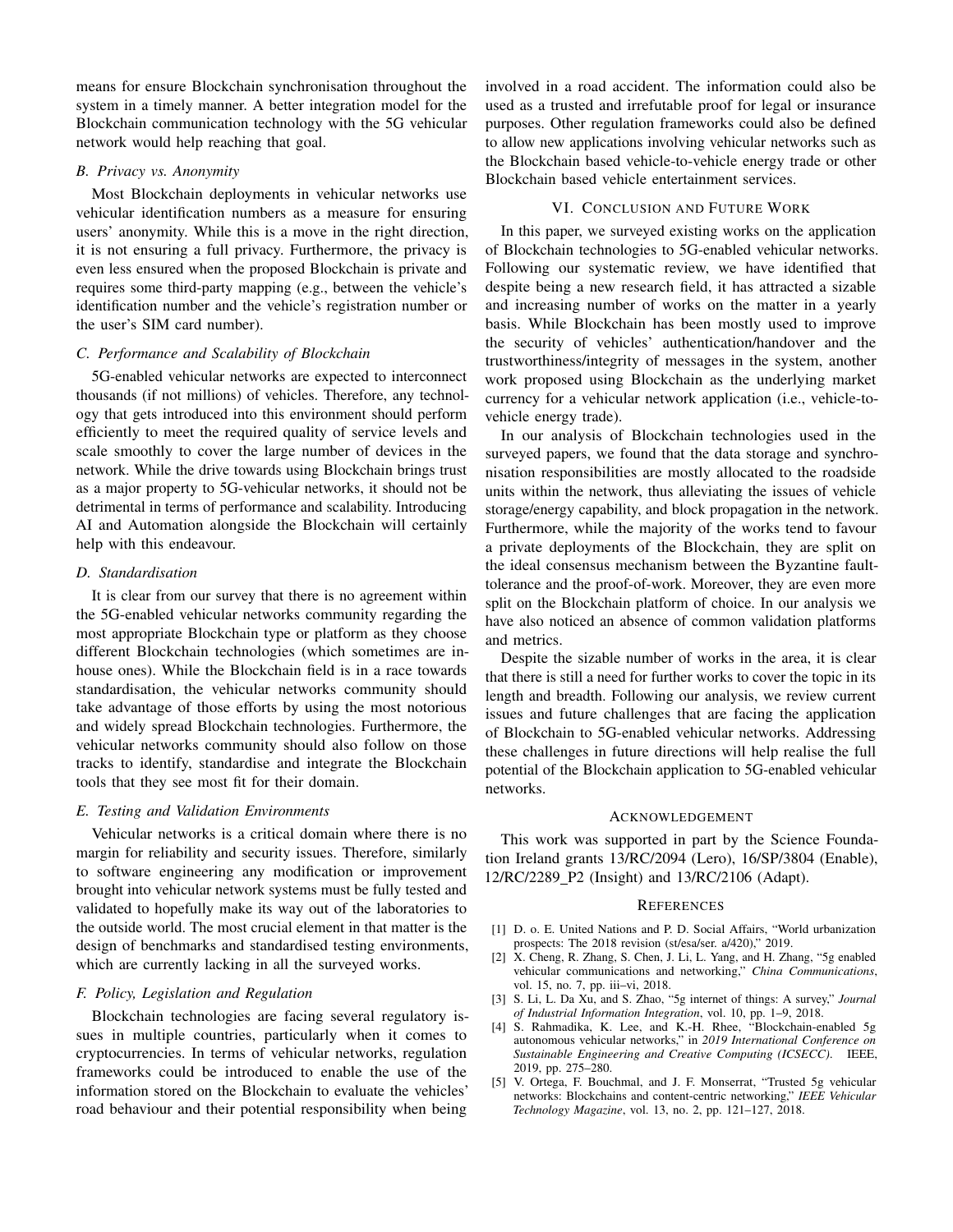means for ensure Blockchain synchronisation throughout the system in a timely manner. A better integration model for the Blockchain communication technology with the 5G vehicular network would help reaching that goal.

### B. Privacy vs. Anonymity

Most Blockchain deployments in vehicular networks use vehicular identification numbers as a measure for ensuring users' anonymity. While this is a move in the right direction, it is not ensuring a full privacy. Furthermore, the privacy is even less ensured when the proposed Blockchain is private and requires some third-party mapping (e.g., between the vehicle's identification number and the vehicle's registration number or the user's SIM card number).

### C. Performance and Scalability of Blockchain

5G-enabled vehicular networks are expected to interconnect thousands (if not millions) of vehicles. Therefore, any technology that gets introduced into this environment should perform efficiently to meet the required quality of service levels and scale smoothly to cover the large number of devices in the network. While the drive towards using Blockchain brings trust as a major property to 5G-vehicular networks, it should not be detrimental in terms of performance and scalability. Introducing AI and Automation alongside the Blockchain will certainly help with this endeavour.

### D. Standardisation

It is clear from our survey that there is no agreement within the 5G-enabled vehicular networks community regarding the most appropriate Blockchain type or platform as they choose different Blockchain technologies (which sometimes are in-house ones). While the Blockchain field is in a race towards standardisation, the vehicular networks community should take advantage of those efforts by using the most notorious and widely spread Blockchain technologies. Furthermore, the vehicular networks community should also follow on those tracks to identify, standardise and integrate the Blockchain tools that they see most fit for their domain.

### E. Testing and Validation Environments

Vehicular networks is a critical domain where there is no margin for reliability and security issues. Therefore, similarly to software engineering any modification or improvement brought into vehicular network systems must be fully tested and validated to hopefully make its way out of the laboratories to the outside world. The most crucial element in that matter is the design of benchmarks and standardised testing environments, which are currently lacking in all the surveyed works.

### F. Policy, Legislation and Regulation

Blockchain technologies are facing several regulatory issues in multiple countries, particularly when it comes to cryptocurrencies. In terms of vehicular networks, regulation frameworks could be introduced to enable the use of the information stored on the Blockchain to evaluate the vehicles' road behaviour and their potential responsibility when being involved in a road accident. The information could also be used as a trusted and irrefutable proof for legal or insurance purposes. Other regulation frameworks could also be defined to allow new applications involving vehicular networks such as the Blockchain based vehicle-to-vehicle energy trade or other Blockchain based vehicle entertainment services.

## VI. Conclusion and Future Work

In this paper, we surveyed existing works on the application of Blockchain technologies to 5G-enabled vehicular networks. Following our systematic review, we have identified that despite being a new research field, it has attracted a sizable and increasing number of works on the matter in a yearly basis. While Blockchain has been mostly used to improve the security of vehicles' authentication/handover and the trustworthiness/integrity of messages in the system, another work proposed using Blockchain as the underlying market currency for a vehicular network application (i.e., vehicle-to-vehicle energy trade).

In our analysis of Blockchain technologies used in the surveyed papers, we found that the data storage and synchronisation responsibilities are mostly allocated to the roadside units within the network, thus alleviating the issues of vehicle storage/energy capability, and block propagation in the network. Furthermore, while the majority of the works tend to favour a private deployments of the Blockchain, they are split on the ideal consensus mechanism between the Byzantine fault-tolerance and the proof-of-work. Moreover, they are even more split on the Blockchain platform of choice. In our analysis we have also noticed an absence of common validation platforms and metrics.

Despite the sizable number of works in the area, it is clear that there is still a need for further works to cover the topic in its length and breadth. Following our analysis, we review current issues and future challenges that are facing the application of Blockchain to 5G-enabled vehicular networks. Addressing these challenges in future directions will help realise the full potential of the Blockchain application to 5G-enabled vehicular networks.

## Acknowledgement

This work was supported in part by the Science Foundation Ireland grants 13/RC/2094 (Lero), 16/SP/3804 (Enable), 12/RC/2289_P2 (Insight) and 13/RC/2106 (Adapt).

## References

[1] D. o. E. United Nations and P. D. Social Affairs, "World urbanization prospects: The 2018 revision (st/esa/ser. a/420)," 2019.

[2] X. Cheng, R. Zhang, S. Chen, J. Li, L. Yang, and H. Zhang, "5g enabled vehicular communications and networking," *China Communications*, vol. 15, no. 7, pp. iii–vi, 2018.

[3] S. Li, L. Da Xu, and S. Zhao, "5g internet of things: A survey," *Journal of Industrial Information Integration*, vol. 10, pp. 1–9, 2018.

[4] S. Rahmadika, K. Lee, and K.-H. Rhee, "Blockchain-enabled 5g autonomous vehicular networks," in *2019 International Conference on Sustainable Engineering and Creative Computing (ICSECC)*. IEEE, 2019, pp. 275–280.

[5] V. Ortega, F. Bouchmal, and J. F. Monserrat, "Trusted 5g vehicular networks: Blockchains and content-centric networking," *IEEE Vehicular Technology Magazine*, vol. 13, no. 2, pp. 121–127, 2018.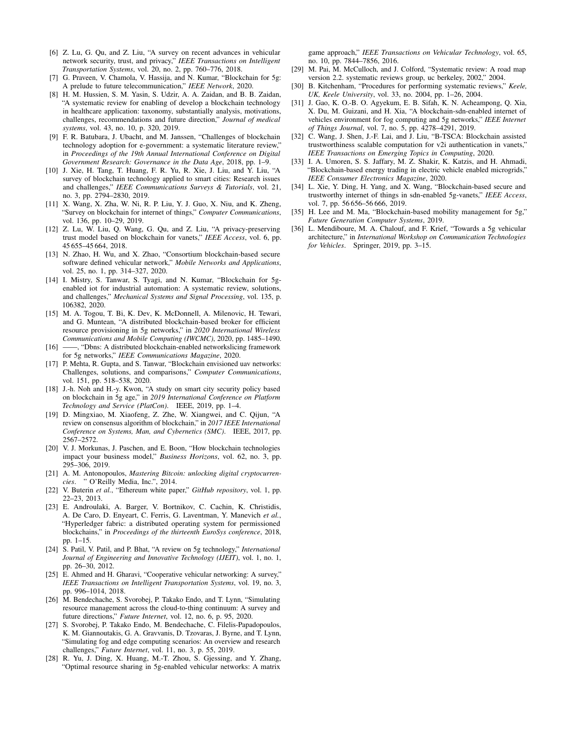[6] Z. Lu, G. Qu, and Z. Liu, "A survey on recent advances in vehicular network security, trust, and privacy," *IEEE Transactions on Intelligent Transportation Systems*, vol. 20, no. 2, pp. 760–776, 2018.

[7] G. Praveen, V. Chamola, V. Hassija, and N. Kumar, "Blockchain for 5g: A prelude to future telecommunication," *IEEE Network*, 2020.

[8] H. M. Hussien, S. M. Yasin, S. Udzir, A. A. Zaidan, and B. B. Zaidan, "A systematic review for enabling of develop a blockchain technology in healthcare application: taxonomy, substantially analysis, motivations, challenges, recommendations and future direction," *Journal of medical systems*, vol. 43, no. 10, p. 320, 2019.

[9] F. R. Batubara, J. Ubacht, and M. Janssen, "Challenges of blockchain technology adoption for e-government: a systematic literature review," in *Proceedings of the 19th Annual International Conference on Digital Government Research: Governance in the Data Age*, 2018, pp. 1–9.

[10] J. Xie, H. Tang, T. Huang, F. R. Yu, R. Xie, J. Liu, and Y. Liu, "A survey of blockchain technology applied to smart cities: Research issues and challenges," *IEEE Communications Surveys & Tutorials*, vol. 21, no. 3, pp. 2794–2830, 2019.

[11] X. Wang, X. Zha, W. Ni, R. P. Liu, Y. J. Guo, X. Niu, and K. Zheng, "Survey on blockchain for internet of things," *Computer Communications*, vol. 136, pp. 10–29, 2019.

[12] Z. Lu, W. Liu, Q. Wang, G. Qu, and Z. Liu, "A privacy-preserving trust model based on blockchain for vanets," *IEEE Access*, vol. 6, pp. 45 655–45 664, 2018.

[13] N. Zhao, H. Wu, and X. Zhao, "Consortium blockchain-based secure software defined vehicular network," *Mobile Networks and Applications*, vol. 25, no. 1, pp. 314–327, 2020.

[14] I. Mistry, S. Tanwar, S. Tyagi, and N. Kumar, "Blockchain for 5g-enabled iot for industrial automation: A systematic review, solutions, and challenges," *Mechanical Systems and Signal Processing*, vol. 135, p. 106382, 2020.

[15] M. A. Togou, T. Bi, K. Dev, K. McDonnell, A. Milenovic, H. Tewari, and G. Muntean, "A distributed blockchain-based broker for efficient resource provisioning in 5g networks," in *2020 International Wireless Communications and Mobile Computing (IWCMC)*, 2020, pp. 1485–1490.

[16] ——, "Dbns: A distributed blockchain-enabled networkslicing framework for 5g networks," *IEEE Communications Magazine*, 2020.

[17] P. Mehta, R. Gupta, and S. Tanwar, "Blockchain envisioned uav networks: Challenges, solutions, and comparisons," *Computer Communications*, vol. 151, pp. 518–538, 2020.

[18] J.-h. Noh and H.-y. Kwon, "A study on smart city security policy based on blockchain in 5g age," in *2019 International Conference on Platform Technology and Service (PlatCon)*. IEEE, 2019, pp. 1–4.

[19] D. Mingxiao, M. Xiaofeng, Z. Zhe, W. Xiangwei, and C. Qijun, "A review on consensus algorithm of blockchain," in *2017 IEEE International Conference on Systems, Man, and Cybernetics (SMC)*. IEEE, 2017, pp. 2567–2572.

[20] V. J. Morkunas, J. Paschen, and E. Boon, "How blockchain technologies impact your business model," *Business Horizons*, vol. 62, no. 3, pp. 295–306, 2019.

[21] A. M. Antonopoulos, *Mastering Bitcoin: unlocking digital cryptocurrencies*. " O'Reilly Media, Inc.", 2014.

[22] V. Buterin *et al.*, "Ethereum white paper," *GitHub repository*, vol. 1, pp. 22–23, 2013.

[23] E. Androulaki, A. Barger, V. Bortnikov, C. Cachin, K. Christidis, A. De Caro, D. Enyeart, C. Ferris, G. Laventman, Y. Manevich *et al.*, "Hyperledger fabric: a distributed operating system for permissioned blockchains," in *Proceedings of the thirteenth EuroSys conference*, 2018, pp. 1–15.

[24] S. Patil, V. Patil, and P. Bhat, "A review on 5g technology," *International Journal of Engineering and Innovative Technology (IJEIT)*, vol. 1, no. 1, pp. 26–30, 2012.

[25] E. Ahmed and H. Gharavi, "Cooperative vehicular networking: A survey," *IEEE Transactions on Intelligent Transportation Systems*, vol. 19, no. 3, pp. 996–1014, 2018.

[26] M. Bendechache, S. Svorobej, P. Takako Endo, and T. Lynn, "Simulating resource management across the cloud-to-thing continuum: A survey and future directions," *Future Internet*, vol. 12, no. 6, p. 95, 2020.

[27] S. Svorobej, P. Takako Endo, M. Bendechache, C. Filelis-Papadopoulos, K. M. Giannoutakis, G. A. Gravvanis, D. Tzovaras, J. Byrne, and T. Lynn, "Simulating fog and edge computing scenarios: An overview and research challenges," *Future Internet*, vol. 11, no. 3, p. 55, 2019.

[28] R. Yu, J. Ding, X. Huang, M.-T. Zhou, S. Gjessing, and Y. Zhang, "Optimal resource sharing in 5g-enabled vehicular networks: A matrix game approach," *IEEE Transactions on Vehicular Technology*, vol. 65, no. 10, pp. 7844–7856, 2016.

[29] M. Pai, M. McCulloch, and J. Colford, "Systematic review: A road map version 2.2. systematic reviews group, uc berkeley, 2002," 2004.

[30] B. Kitchenham, "Procedures for performing systematic reviews," *Keele, UK, Keele University*, vol. 33, no. 2004, pp. 1–26, 2004.

[31] J. Gao, K. O.-B. O. Agyekum, E. B. Sifah, K. N. Acheampong, Q. Xia, X. Du, M. Guizani, and H. Xia, "A blockchain-sdn-enabled internet of vehicles environment for fog computing and 5g networks," *IEEE Internet of Things Journal*, vol. 7, no. 5, pp. 4278–4291, 2019.

[32] C. Wang, J. Shen, J.-F. Lai, and J. Liu, "B-TSCA: Blockchain assisted trustworthiness scalable computation for v2i authentication in vanets," *IEEE Transactions on Emerging Topics in Computing*, 2020.

[33] I. A. Umoren, S. S. Jaffary, M. Z. Shakir, K. Katzis, and H. Ahmadi, "Blockchain-based energy trading in electric vehicle enabled microgrids," *IEEE Consumer Electronics Magazine*, 2020.

[34] L. Xie, Y. Ding, H. Yang, and X. Wang, "Blockchain-based secure and trustworthy internet of things in sdn-enabled 5g-vanets," *IEEE Access*, vol. 7, pp. 56 656–56 666, 2019.

[35] H. Lee and M. Ma, "Blockchain-based mobility management for 5g," *Future Generation Computer Systems*, 2019.

[36] L. Mendiboure, M. A. Chalouf, and F. Krief, "Towards a 5g vehicular architecture," in *International Workshop on Communication Technologies for Vehicles*. Springer, 2019, pp. 3–15.